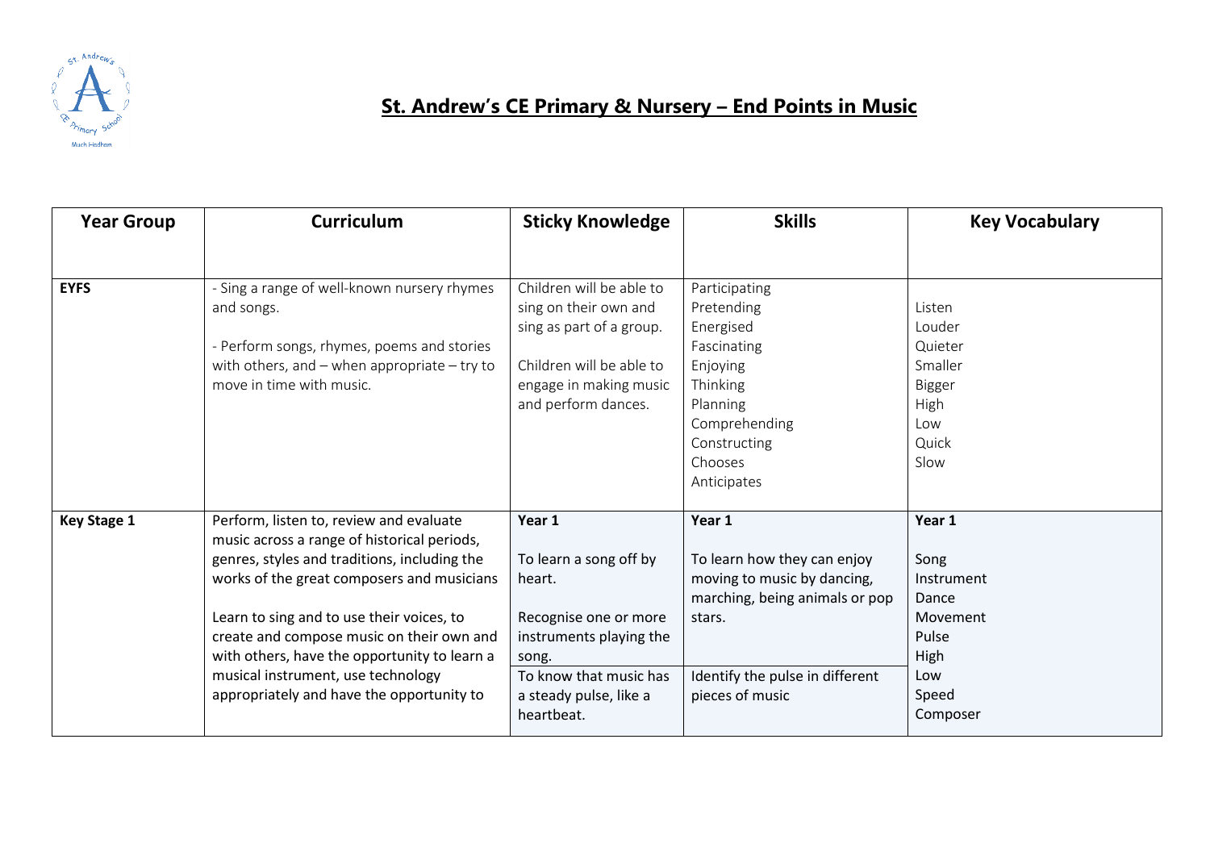# St. Andrew's CE Primary & Nursery – End Points in Music

| Year Group | Curriculum | Sticky Knowledge | Skills | Key Vocabulary |
|---|---|---|---|---|
| **EYFS** | - Sing a range of well-known nursery rhymes and songs.<br><br>- Perform songs, rhymes, poems and stories with others, and – when appropriate – try to move in time with music. | Children will be able to sing on their own and sing as part of a group.<br><br>Children will be able to engage in making music and perform dances. | Participating<br>Pretending<br>Energised<br>Fascinating<br>Enjoying<br>Thinking<br>Planning<br>Comprehending<br>Constructing<br>Chooses<br>Anticipates | Listen<br>Louder<br>Quieter<br>Smaller<br>Bigger<br>High<br>Low<br>Quick<br>Slow |
| **Key Stage 1** | Perform, listen to, review and evaluate music across a range of historical periods, genres, styles and traditions, including the works of the great composers and musicians<br><br>Learn to sing and to use their voices, to create and compose music on their own and with others, have the opportunity to learn a musical instrument, use technology appropriately and have the opportunity to | **Year 1**<br><br>To learn a song off by heart.<br><br>Recognise one or more instruments playing the song.<br><br>To know that music has a steady pulse, like a heartbeat. | **Year 1**<br><br>To learn how they can enjoy moving to music by dancing, marching, being animals or pop stars.<br><br>Identify the pulse in different pieces of music | **Year 1**<br><br>Song<br>Instrument<br>Dance<br>Movement<br>Pulse<br>High<br>Low<br>Speed<br>Composer |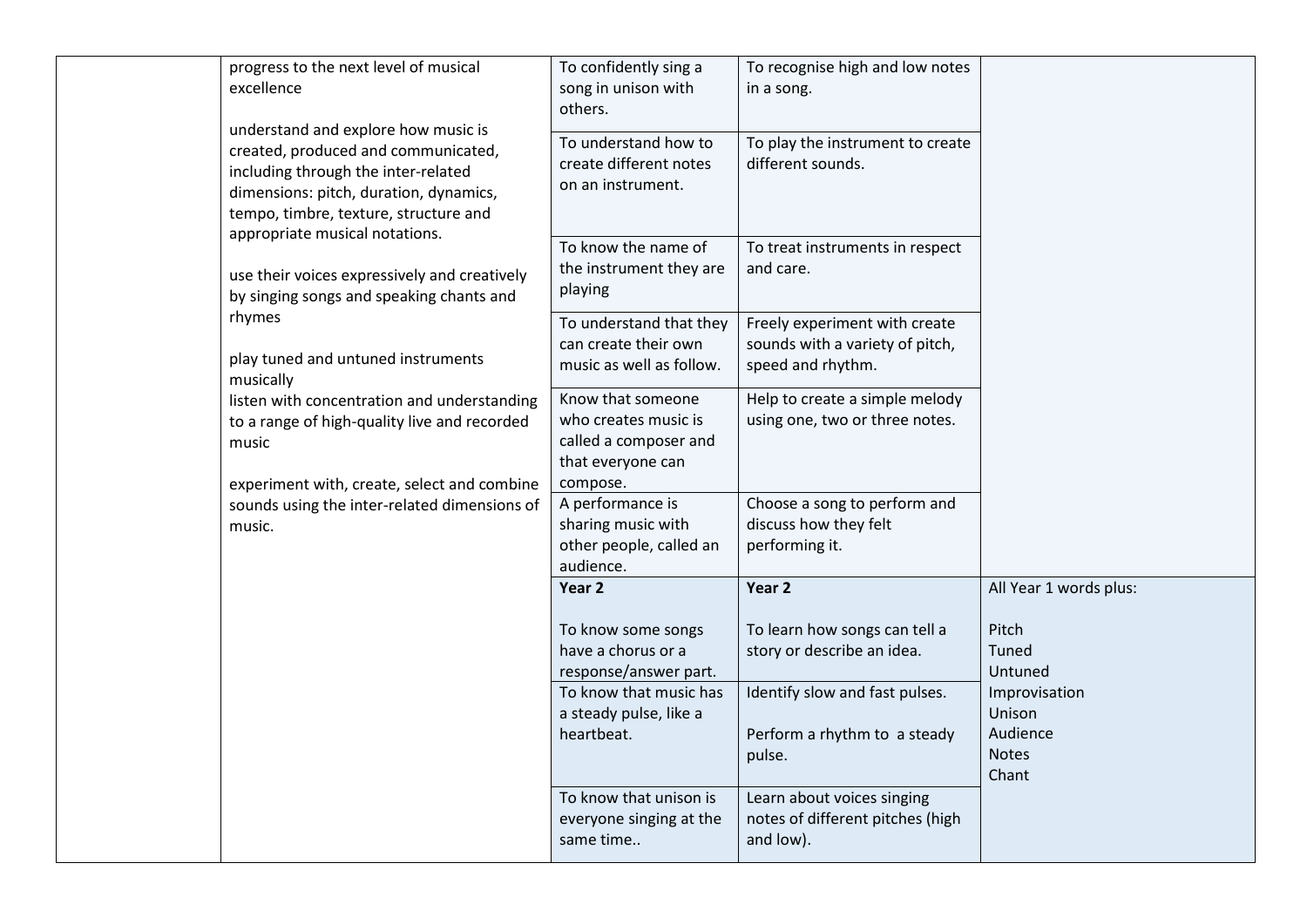| | | | | |
|---|---|---|---|---|
| | progress to the next level of musical excellence<br><br>understand and explore how music is created, produced and communicated, including through the inter-related dimensions: pitch, duration, dynamics, tempo, timbre, texture, structure and appropriate musical notations.<br><br>use their voices expressively and creatively by singing songs and speaking chants and rhymes<br><br>play tuned and untuned instruments musically<br>listen with concentration and understanding to a range of high-quality live and recorded music<br><br>experiment with, create, select and combine sounds using the inter-related dimensions of music. | To confidently sing a song in unison with others. | To recognise high and low notes in a song. | |
| | | To understand how to create different notes on an instrument. | To play the instrument to create different sounds. | |
| | | To know the name of the instrument they are playing | To treat instruments in respect and care. | |
| | | To understand that they can create their own music as well as follow. | Freely experiment with create sounds with a variety of pitch, speed and rhythm. | |
| | | Know that someone who creates music is called a composer and that everyone can compose. | Help to create a simple melody using one, two or three notes. | |
| | | A performance is sharing music with other people, called an audience. | Choose a song to perform and discuss how they felt performing it. | |
| | | **Year 2**<br><br>To know some songs have a chorus or a response/answer part. | **Year 2**<br><br>To learn how songs can tell a story or describe an idea. | All Year 1 words plus:<br><br>Pitch<br>Tuned<br>Untuned<br>Improvisation<br>Unison<br>Audience<br>Notes<br>Chant |
| | | To know that music has a steady pulse, like a heartbeat. | Identify slow and fast pulses.<br><br>Perform a rhythm to a steady pulse. | |
| | | To know that unison is everyone singing at the same time.. | Learn about voices singing notes of different pitches (high and low). | |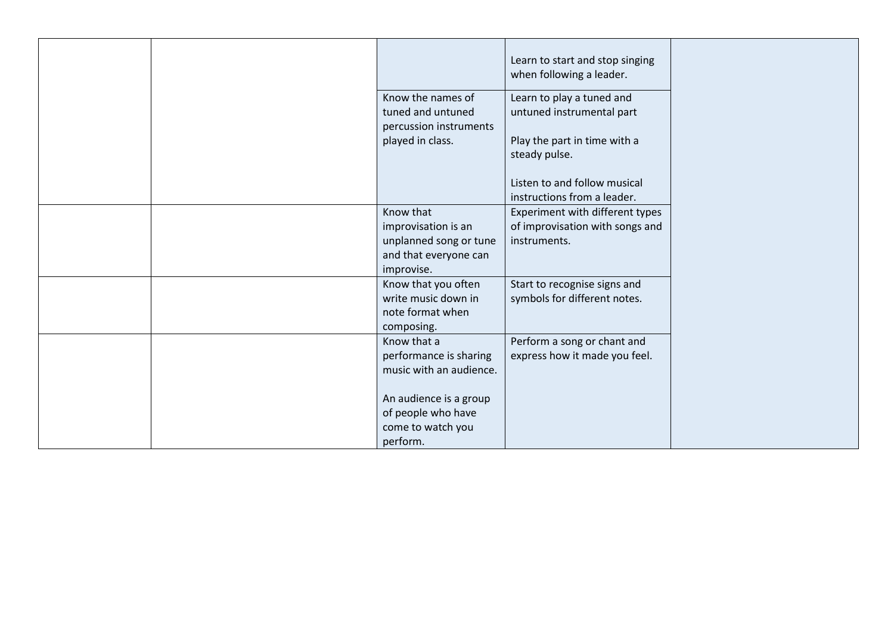| | | | | |
|---|---|---|---|---|
| | | | Learn to start and stop singing when following a leader. | |
| | | Know the names of tuned and untuned percussion instruments played in class. | Learn to play a tuned and untuned instrumental part<br><br>Play the part in time with a steady pulse.<br><br>Listen to and follow musical instructions from a leader. | |
| | | Know that improvisation is an unplanned song or tune and that everyone can improvise. | Experiment with different types of improvisation with songs and instruments. | |
| | | Know that you often write music down in note format when composing. | Start to recognise signs and symbols for different notes. | |
| | | Know that a performance is sharing music with an audience.<br><br>An audience is a group of people who have come to watch you perform. | Perform a song or chant and express how it made you feel. | |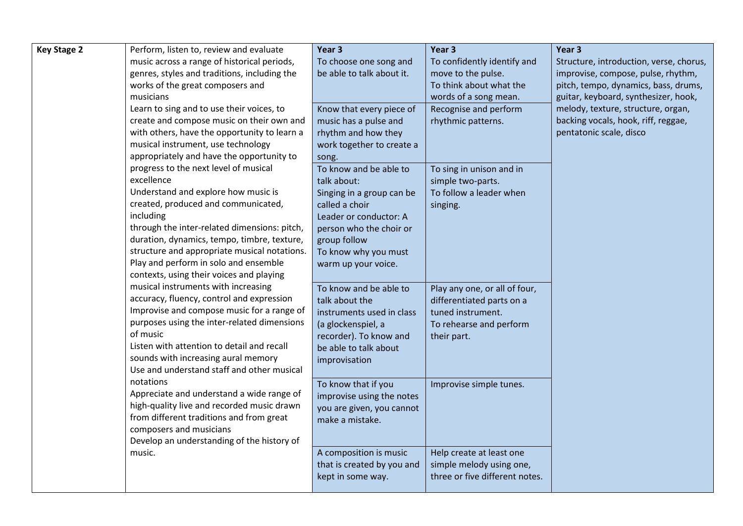| Key Stage 2 | Perform, listen to, review and evaluate music across a range of historical periods, genres, styles and traditions, including the works of the great composers and musicians<br>Learn to sing and to use their voices, to create and compose music on their own and with others, have the opportunity to learn a musical instrument, use technology appropriately and have the opportunity to progress to the next level of musical excellence<br>Understand and explore how music is created, produced and communicated, including<br>through the inter-related dimensions: pitch, duration, dynamics, tempo, timbre, texture, structure and appropriate musical notations.<br>Play and perform in solo and ensemble contexts, using their voices and playing musical instruments with increasing accuracy, fluency, control and expression<br>Improvise and compose music for a range of purposes using the inter-related dimensions of music<br>Listen with attention to detail and recall sounds with increasing aural memory<br>Use and understand staff and other musical notations<br>Appreciate and understand a wide range of high-quality live and recorded music drawn from different traditions and from great composers and musicians<br>Develop an understanding of the history of music. | **Year 3**<br>To choose one song and be able to talk about it. | **Year 3**<br>To confidently identify and move to the pulse.<br>To think about what the words of a song mean. | **Year 3**<br>Structure, introduction, verse, chorus, improvise, compose, pulse, rhythm, pitch, tempo, dynamics, bass, drums, guitar, keyboard, synthesizer, hook, melody, texture, structure, organ, backing vocals, hook, riff, reggae, pentatonic scale, disco |
|---|---|---|---|---|
| | | Know that every piece of music has a pulse and rhythm and how they work together to create a song. | Recognise and perform rhythmic patterns. | |
| | | To know and be able to talk about:<br>Singing in a group can be called a choir<br>Leader or conductor: A person who the choir or group follow<br>To know why you must warm up your voice. | To sing in unison and in simple two-parts.<br>To follow a leader when singing. | |
| | | To know and be able to talk about the instruments used in class (a glockenspiel, a recorder). To know and be able to talk about improvisation | Play any one, or all of four, differentiated parts on a tuned instrument.<br>To rehearse and perform their part. | |
| | | To know that if you improvise using the notes you are given, you cannot make a mistake. | Improvise simple tunes. | |
| | | A composition is music that is created by you and kept in some way. | Help create at least one simple melody using one, three or five different notes. | |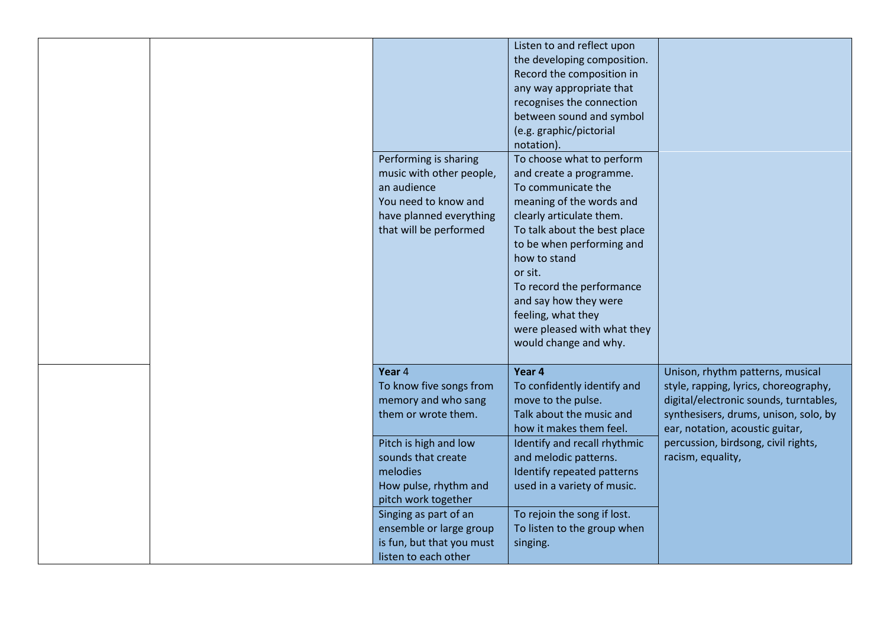| | | | | |
|---|---|---|---|---|
| | | | Listen to and reflect upon the developing composition. Record the composition in any way appropriate that recognises the connection between sound and symbol (e.g. graphic/pictorial notation). | |
| | | Performing is sharing music with other people, an audience<br>You need to know and have planned everything that will be performed | To choose what to perform and create a programme.<br>To communicate the meaning of the words and clearly articulate them.<br>To talk about the best place to be when performing and how to stand or sit.<br>To record the performance and say how they were feeling, what they were pleased with what they would change and why. | |
| | | **Year** 4<br>To know five songs from memory and who sang them or wrote them. | **Year 4**<br>To confidently identify and move to the pulse.<br>Talk about the music and how it makes them feel. | Unison, rhythm patterns, musical style, rapping, lyrics, choreography, digital/electronic sounds, turntables, synthesisers, drums, unison, solo, by ear, notation, acoustic guitar, percussion, birdsong, civil rights, racism, equality, |
| | | Pitch is high and low sounds that create melodies<br>How pulse, rhythm and pitch work together | Identify and recall rhythmic and melodic patterns.<br>Identify repeated patterns used in a variety of music. | |
| | | Singing as part of an ensemble or large group is fun, but that you must listen to each other | To rejoin the song if lost.<br>To listen to the group when singing. | |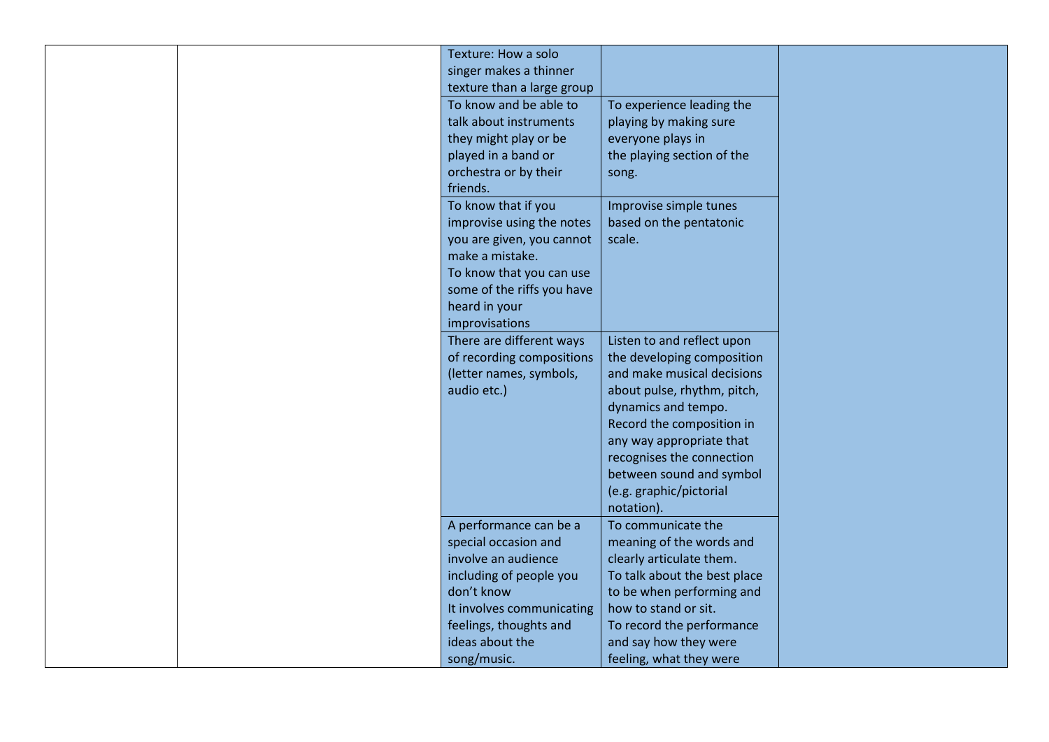| | | | | |
|---|---|---|---|---|
| | | Texture: How a solo singer makes a thinner texture than a large group | | |
| | | To know and be able to talk about instruments they might play or be played in a band or orchestra or by their friends. | To experience leading the playing by making sure everyone plays in the playing section of the song. | |
| | | To know that if you improvise using the notes you are given, you cannot make a mistake.<br>To know that you can use some of the riffs you have heard in your improvisations | Improvise simple tunes based on the pentatonic scale. | |
| | | There are different ways of recording compositions (letter names, symbols, audio etc.) | Listen to and reflect upon the developing composition and make musical decisions about pulse, rhythm, pitch, dynamics and tempo.<br>Record the composition in any way appropriate that recognises the connection between sound and symbol (e.g. graphic/pictorial notation). | |
| | | A performance can be a special occasion and involve an audience including of people you don't know<br>It involves communicating feelings, thoughts and ideas about the song/music. | To communicate the meaning of the words and clearly articulate them.<br>To talk about the best place to be when performing and how to stand or sit.<br>To record the performance and say how they were feeling, what they were | |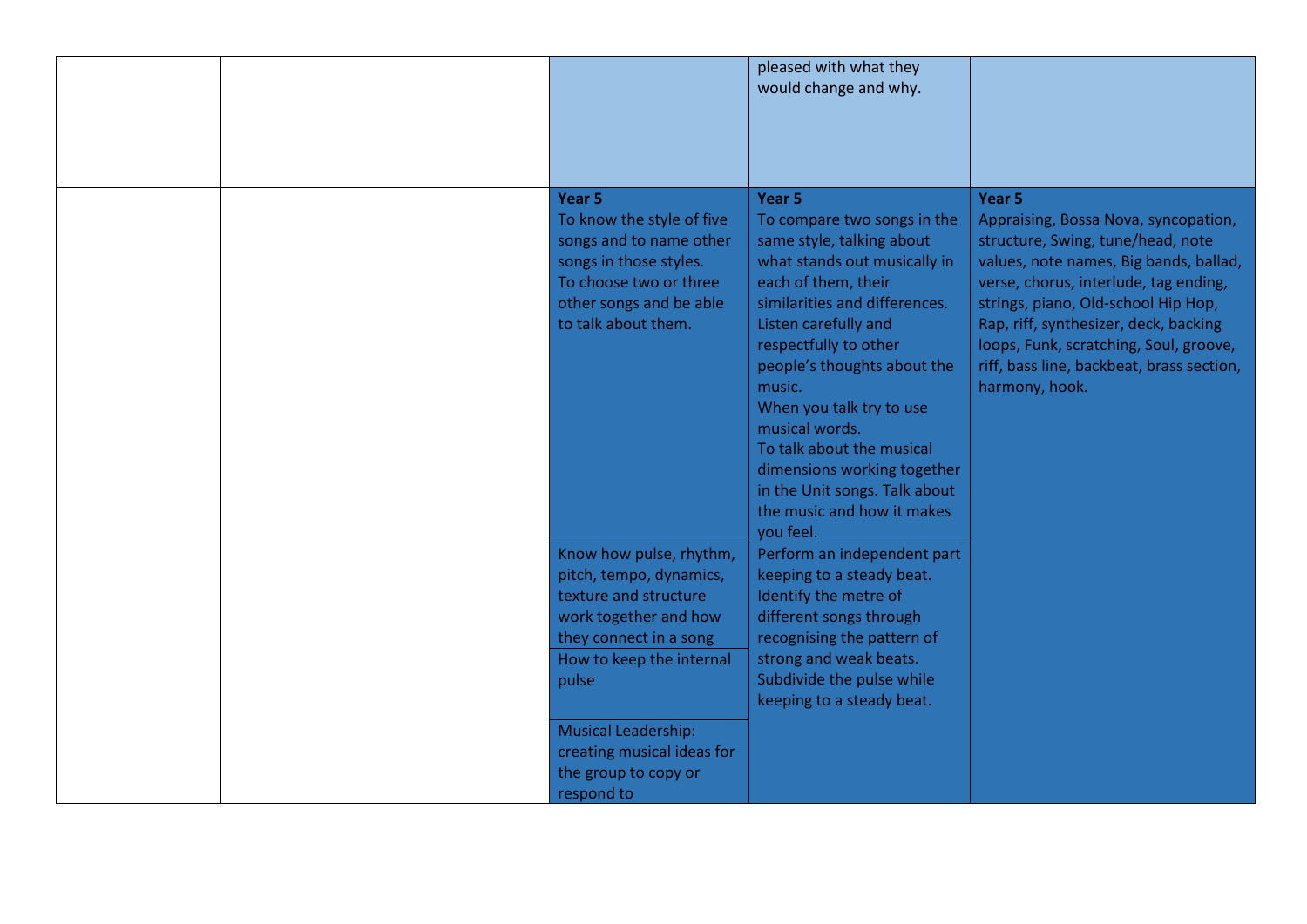| | | | | |
|---|---|---|---|---|
| | | | pleased with what they would change and why. | |
| | | **Year 5**<br>To know the style of five songs and to name other songs in those styles.<br>To choose two or three other songs and be able to talk about them. | **Year 5**<br>To compare two songs in the same style, talking about what stands out musically in each of them, their similarities and differences.<br>Listen carefully and respectfully to other people's thoughts about the music.<br>When you talk try to use musical words.<br>To talk about the musical dimensions working together in the Unit songs. Talk about the music and how it makes you feel. | **Year 5**<br>Appraising, Bossa Nova, syncopation, structure, Swing, tune/head, note values, note names, Big bands, ballad, verse, chorus, interlude, tag ending, strings, piano, Old-school Hip Hop, Rap, riff, synthesizer, deck, backing loops, Funk, scratching, Soul, groove, riff, bass line, backbeat, brass section, harmony, hook. |
| | | Know how pulse, rhythm, pitch, tempo, dynamics, texture and structure work together and how they connect in a song<br>How to keep the internal pulse<br>Musical Leadership: creating musical ideas for the group to copy or respond to | Perform an independent part keeping to a steady beat.<br>Identify the metre of different songs through recognising the pattern of strong and weak beats.<br>Subdivide the pulse while keeping to a steady beat. | |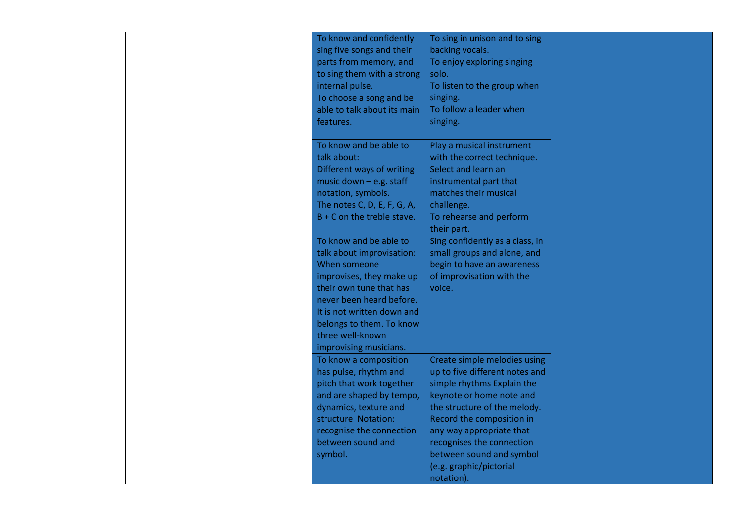| | | | | |
|---|---|---|---|---|
| | | To know and confidently sing five songs and their parts from memory, and to sing them with a strong internal pulse. | To sing in unison and to sing backing vocals.<br>To enjoy exploring singing solo.<br>To listen to the group when singing.<br>To follow a leader when singing. | |
| | | To choose a song and be able to talk about its main features. | | |
| | | To know and be able to talk about:<br>Different ways of writing music down – e.g. staff notation, symbols.<br>The notes C, D, E, F, G, A, B + C on the treble stave. | Play a musical instrument with the correct technique.<br>Select and learn an instrumental part that matches their musical challenge.<br>To rehearse and perform their part. | |
| | | To know and be able to talk about improvisation: When someone improvises, they make up their own tune that has never been heard before. It is not written down and belongs to them. To know three well-known improvising musicians. | Sing confidently as a class, in small groups and alone, and begin to have an awareness of improvisation with the voice. | |
| | | To know a composition has pulse, rhythm and pitch that work together and are shaped by tempo, dynamics, texture and structure Notation: recognise the connection between sound and symbol. | Create simple melodies using up to five different notes and simple rhythms Explain the keynote or home note and the structure of the melody. Record the composition in any way appropriate that recognises the connection between sound and symbol (e.g. graphic/pictorial notation). | |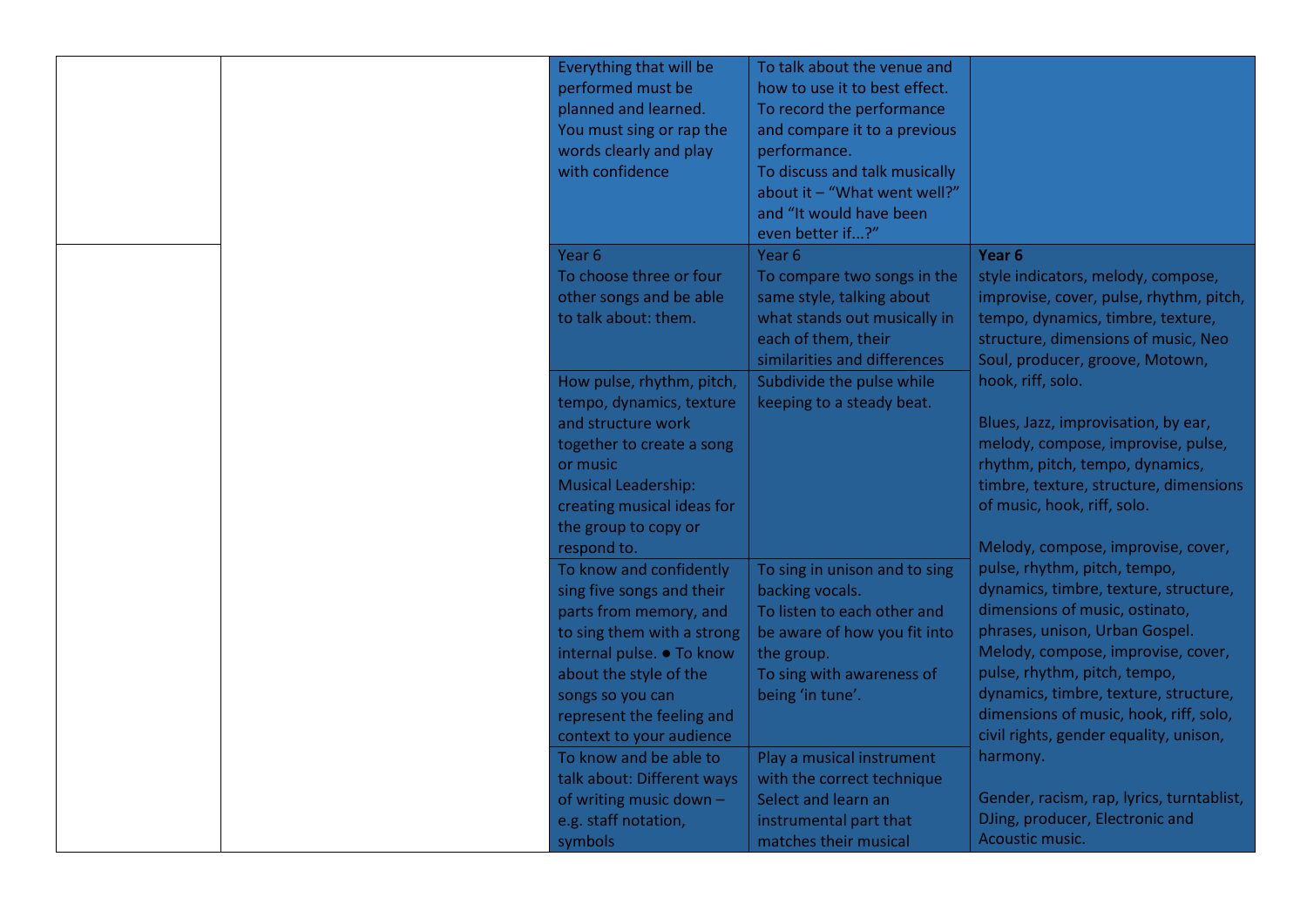| | | | | |
|---|---|---|---|---|
| | | Everything that will be performed must be planned and learned.<br>You must sing or rap the words clearly and play with confidence | To talk about the venue and how to use it to best effect.<br>To record the performance and compare it to a previous performance.<br>To discuss and talk musically about it – "What went well?" and "It would have been even better if...?" | |
| | | Year 6<br>To choose three or four other songs and be able to talk about: them. | Year 6<br>To compare two songs in the same style, talking about what stands out musically in each of them, their similarities and differences | **Year 6**<br>style indicators, melody, compose, improvise, cover, pulse, rhythm, pitch, tempo, dynamics, timbre, texture, structure, dimensions of music, Neo Soul, producer, groove, Motown, hook, riff, solo.<br><br>Blues, Jazz, improvisation, by ear, melody, compose, improvise, pulse, rhythm, pitch, tempo, dynamics, timbre, texture, structure, dimensions of music, hook, riff, solo.<br><br>Melody, compose, improvise, cover, pulse, rhythm, pitch, tempo, dynamics, timbre, texture, structure, dimensions of music, ostinato, phrases, unison, Urban Gospel.<br>Melody, compose, improvise, cover, pulse, rhythm, pitch, tempo, dynamics, timbre, texture, structure, dimensions of music, hook, riff, solo, civil rights, gender equality, unison, harmony.<br><br>Gender, racism, rap, lyrics, turntablist, DJing, producer, Electronic and Acoustic music. |
| | | How pulse, rhythm, pitch, tempo, dynamics, texture and structure work together to create a song or music<br>Musical Leadership: creating musical ideas for the group to copy or respond to. | Subdivide the pulse while keeping to a steady beat. | |
| | | To know and confidently sing five songs and their parts from memory, and to sing them with a strong internal pulse. ● To know about the style of the songs so you can represent the feeling and context to your audience | To sing in unison and to sing backing vocals.<br>To listen to each other and be aware of how you fit into the group.<br>To sing with awareness of being 'in tune'. | |
| | | To know and be able to talk about: Different ways of writing music down – e.g. staff notation, symbols | Play a musical instrument with the correct technique<br>Select and learn an instrumental part that matches their musical | |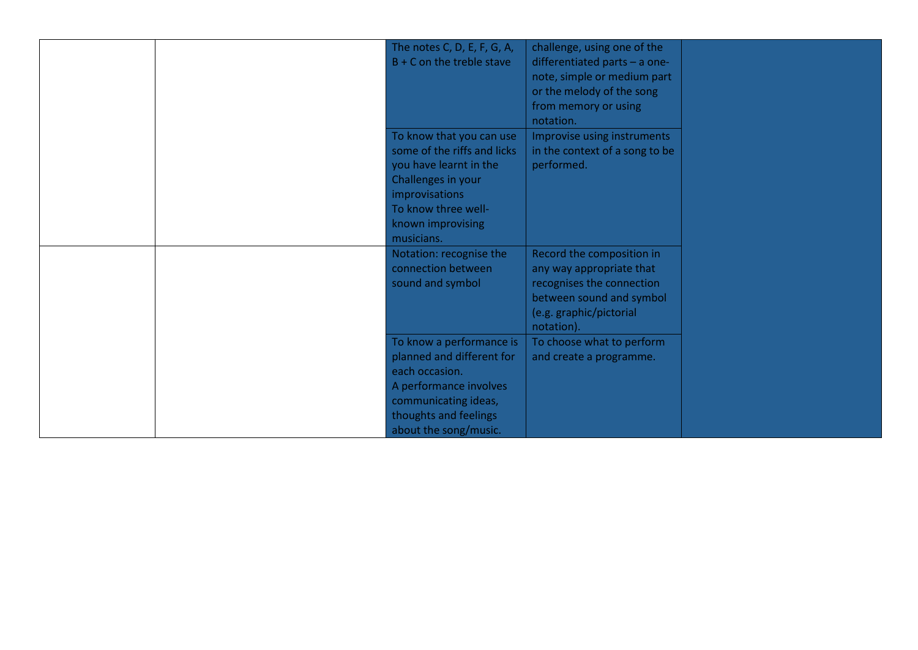| | | | | |
|---|---|---|---|---|
| | | The notes C, D, E, F, G, A, B + C on the treble stave | challenge, using one of the differentiated parts – a one-note, simple or medium part or the melody of the song from memory or using notation. | |
| | | To know that you can use some of the riffs and licks you have learnt in the Challenges in your improvisations<br>To know three well-known improvising musicians. | Improvise using instruments in the context of a song to be performed. | |
| | | Notation: recognise the connection between sound and symbol | Record the composition in any way appropriate that recognises the connection between sound and symbol (e.g. graphic/pictorial notation). | |
| | | To know a performance is planned and different for each occasion.<br>A performance involves communicating ideas, thoughts and feelings about the song/music. | To choose what to perform and create a programme. | |